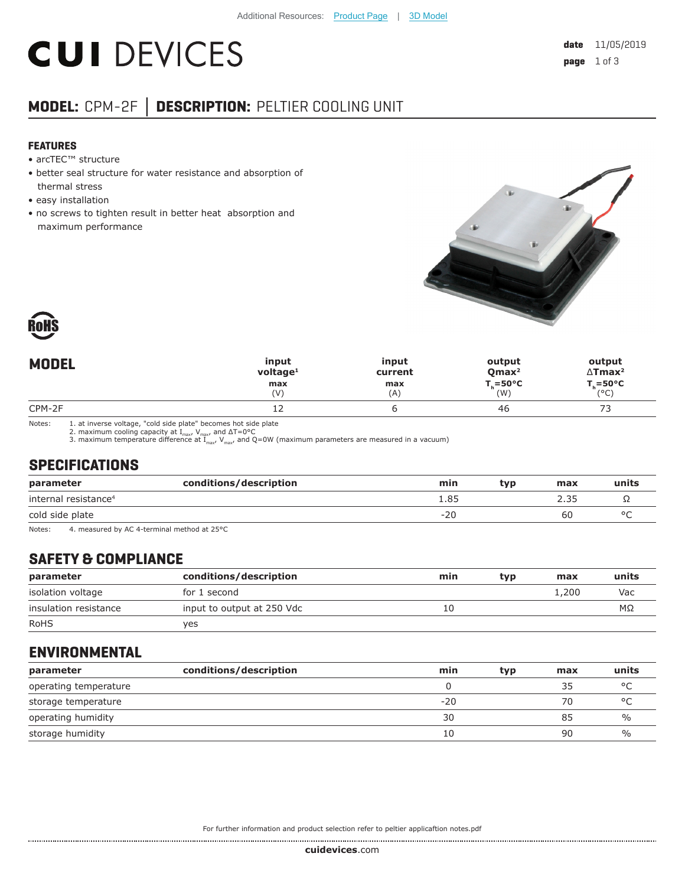Additional Resources: Product Page | 3D Model

# CUI DEVICES

**date** 11/05/2019

## MODEL: CPM-2F | DESCRIPTION: PELTIER COOLING UNIT

### FEATURES

- arcTEC™ structure
- better seal structure for water resistance and absorption of thermal stress
- easy installation
- no screws to tighten result in better heat absorption and maximum performance

RoHS

| MODEL | input voltage[1] max (V) | input current max (A) | output Qmax[2] $T_h$=50°C (W) | output ΔTmax[2] $T_h$=50°C (°C) |
|---|---|---|---|---|
| CPM-2F | 12 | 6 | 46 | 73 |

Notes:
1. at inverse voltage, "cold side plate" becomes hot side plate
2. maximum cooling capacity at $I_{max}$, $V_{max}$, and ΔT=0°C
3. maximum temperature difference at $I_{max}$, $V_{max}$, and Q=0W (maximum parameters are measured in a vacuum)

## SPECIFICATIONS

| parameter | conditions/description | min | typ | max | units |
|---|---|---|---|---|---|
| internal resistance[4] | | 1.85 | | 2.35 | Ω |
| cold side plate | | -20 | | 60 | °C |

Notes: 4. measured by AC 4-terminal method at 25°C

## SAFETY & COMPLIANCE

| parameter | conditions/description | min | typ | max | units |
|---|---|---|---|---|---|
| isolation voltage | for 1 second | | | 1,200 | Vac |
| insulation resistance | input to output at 250 Vdc | 10 | | | MΩ |
| RoHS | yes | | | | |

## ENVIRONMENTAL

| parameter | conditions/description | min | typ | max | units |
|---|---|---|---|---|---|
| operating temperature | | 0 | | 35 | °C |
| storage temperature | | -20 | | 70 | °C |
| operating humidity | | 30 | | 85 | % |
| storage humidity | | 10 | | 90 | % |

For further information and product selection refer to peltier applicaftion notes.pdf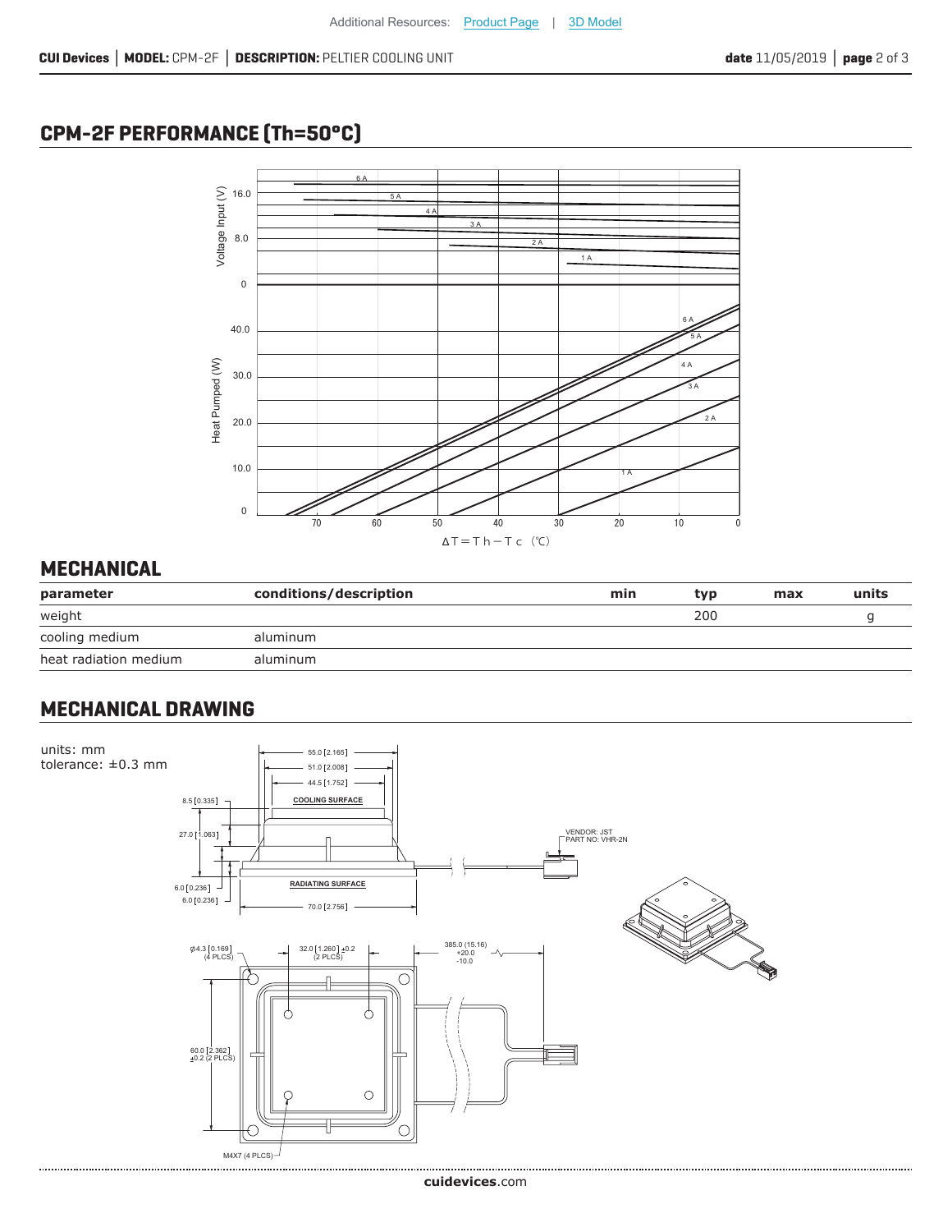Additional Resources: Product Page | 3D Model

## CPM-2F PERFORMANCE (Th=50°C)

## MECHANICAL

| parameter | conditions/description | min | typ | max | units |
|---|---|---|---|---|---|
| weight | | | 200 | | g |
| cooling medium | aluminum | | | | |
| heat radiation medium | aluminum | | | | |

## MECHANICAL DRAWING

units: mm
tolerance: ±0.3 mm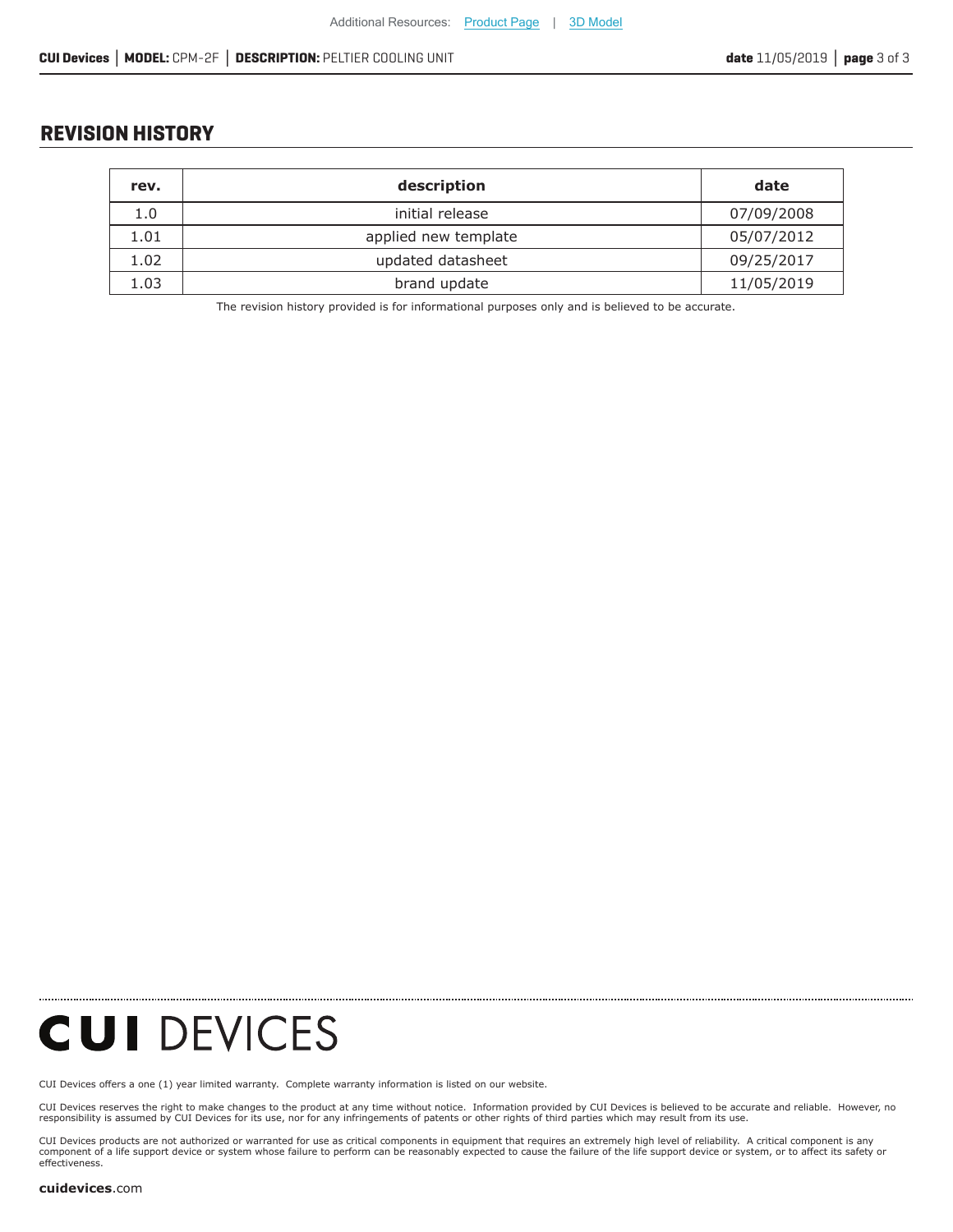## REVISION HISTORY

| rev. | description | date |
|---|---|---|
| 1.0 | initial release | 07/09/2008 |
| 1.01 | applied new template | 05/07/2012 |
| 1.02 | updated datasheet | 09/25/2017 |
| 1.03 | brand update | 11/05/2019 |

The revision history provided is for informational purposes only and is believed to be accurate.

**CUI DEVICES**

CUI Devices offers a one (1) year limited warranty. Complete warranty information is listed on our website.

CUI Devices reserves the right to make changes to the product at any time without notice. Information provided by CUI Devices is believed to be accurate and reliable. However, no responsibility is assumed by CUI Devices for its use, nor for any infringements of patents or other rights of third parties which may result from its use.

CUI Devices products are not authorized or warranted for use as critical components in equipment that requires an extremely high level of reliability. A critical component is any component of a life support device or system whose failure to perform can be reasonably expected to cause the failure of the life support device or system, or to affect its safety or effectiveness.

**cuidevices**.com